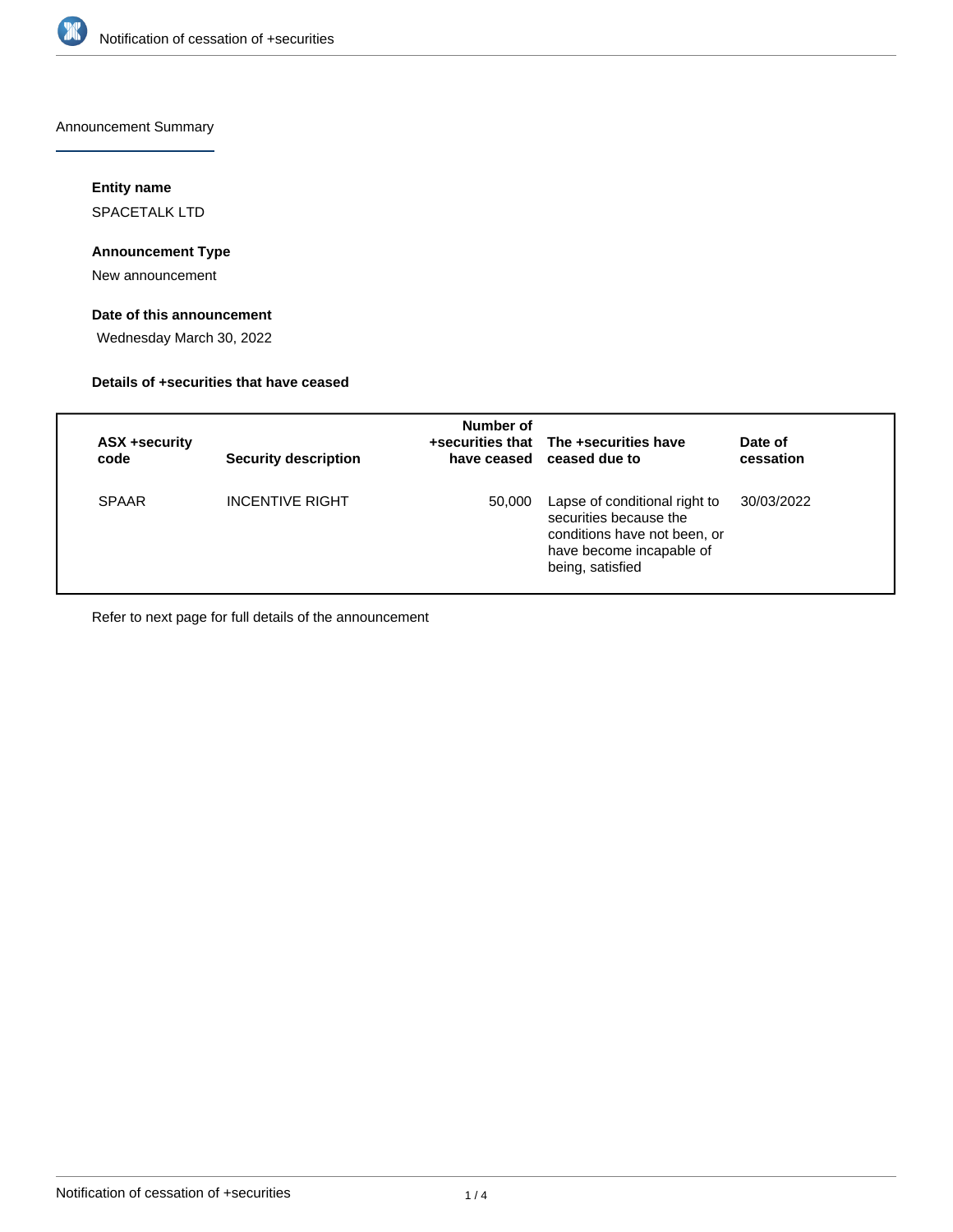# Notification of cessation of +securities

## Announcement Summary

### Entity name

SPACETALK LTD

### Announcement Type

New announcement

### Date of this announcement

Wednesday March 30, 2022

### Details of +securities that have ceased

| ASX +security code | Security description | Number of +securities that have ceased | The +securities have ceased due to | Date of cessation |
|---|---|---|---|---|
| SPAAR | INCENTIVE RIGHT | 50,000 | Lapse of conditional right to securities because the conditions have not been, or have become incapable of being, satisfied | 30/03/2022 |

Refer to next page for full details of the announcement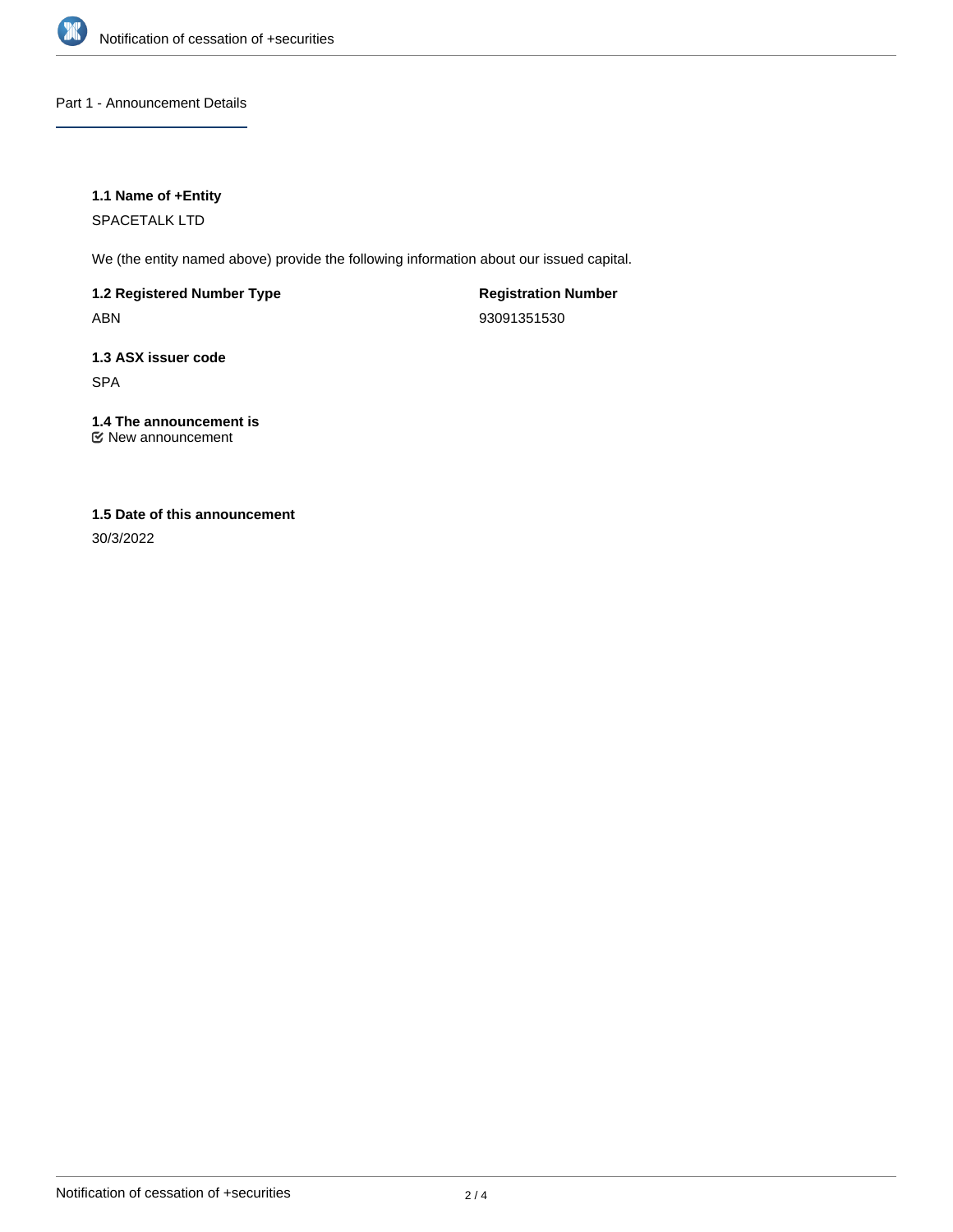## Part 1 - Announcement Details

**1.1 Name of +Entity**

SPACETALK LTD

We (the entity named above) provide the following information about our issued capital.

**1.2 Registered Number Type**

ABN

**Registration Number**

93091351530

**1.3 ASX issuer code**

SPA

**1.4 The announcement is**

☑ New announcement

**1.5 Date of this announcement**

30/3/2022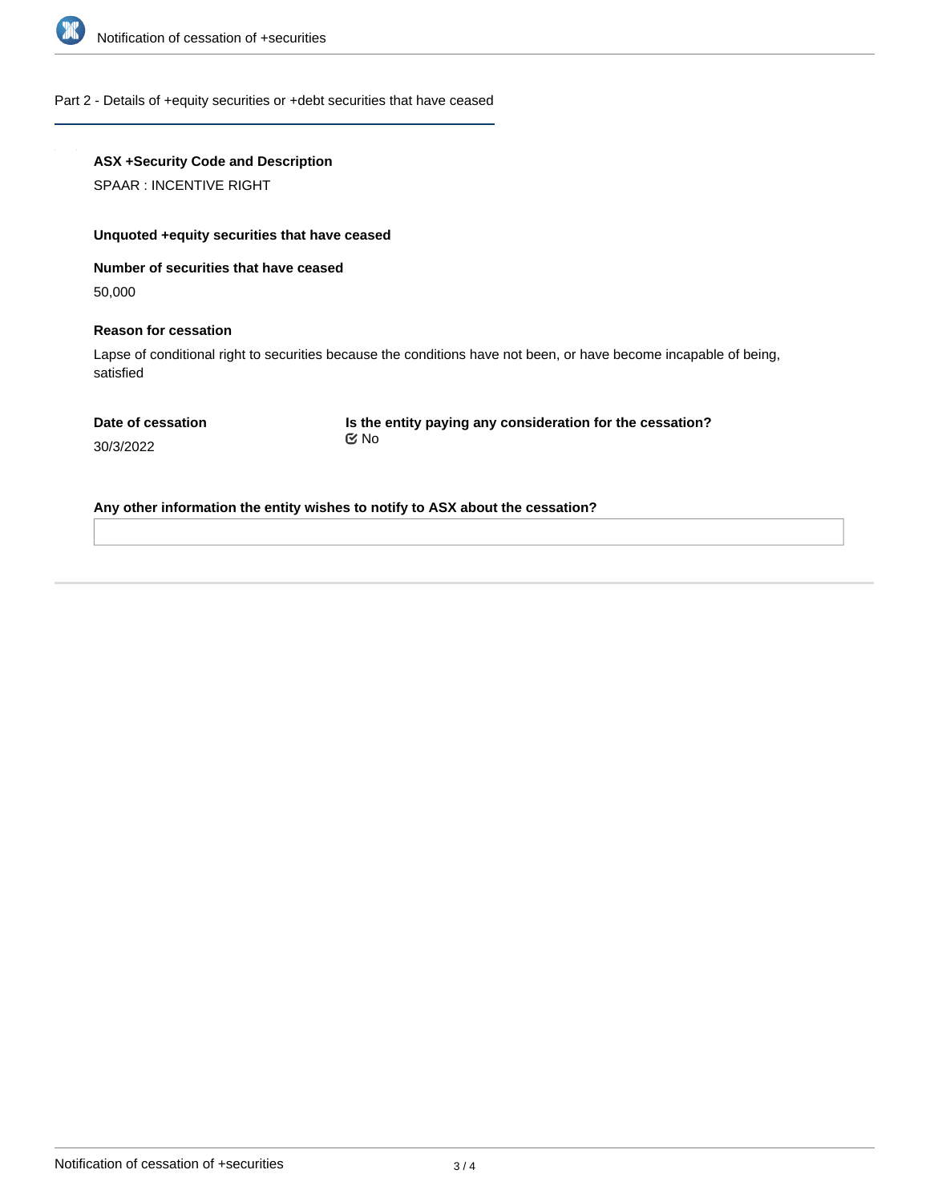## Part 2 - Details of +equity securities or +debt securities that have ceased

**ASX +Security Code and Description**

SPAAR : INCENTIVE RIGHT

**Unquoted +equity securities that have ceased**

**Number of securities that have ceased**

50,000

**Reason for cessation**

Lapse of conditional right to securities because the conditions have not been, or have become incapable of being, satisfied

**Date of cessation**

30/3/2022

**Is the entity paying any consideration for the cessation?**

☑ No

**Any other information the entity wishes to notify to ASX about the cessation?**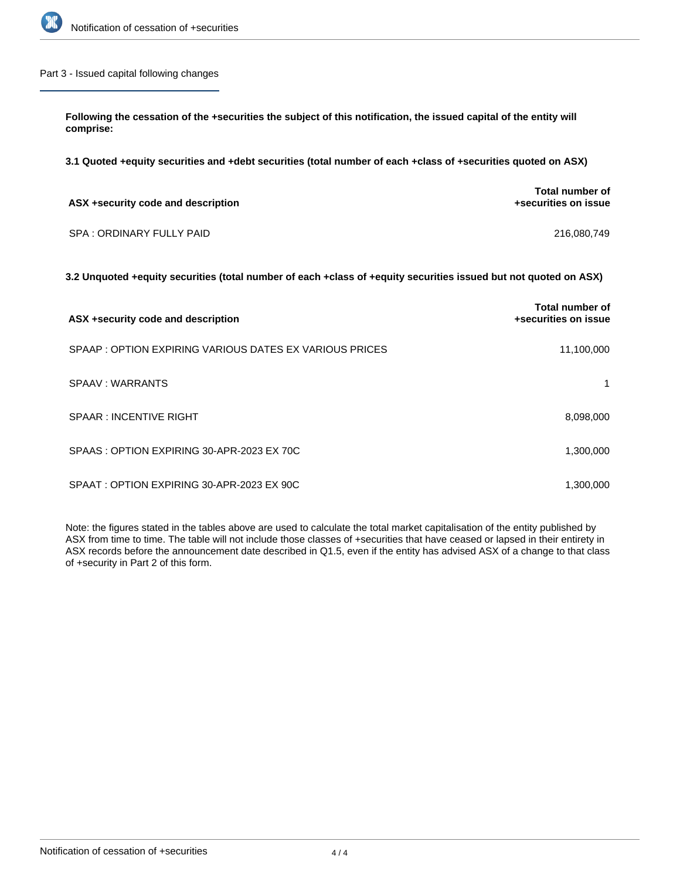## Part 3 - Issued capital following changes

**Following the cessation of the +securities the subject of this notification, the issued capital of the entity will comprise:**

**3.1 Quoted +equity securities and +debt securities (total number of each +class of +securities quoted on ASX)**

| ASX +security code and description | Total number of +securities on issue |
|---|---|
| SPA : ORDINARY FULLY PAID | 216,080,749 |

**3.2 Unquoted +equity securities (total number of each +class of +equity securities issued but not quoted on ASX)**

| ASX +security code and description | Total number of +securities on issue |
|---|---|
| SPAAP : OPTION EXPIRING VARIOUS DATES EX VARIOUS PRICES | 11,100,000 |
| SPAAV : WARRANTS | 1 |
| SPAAR : INCENTIVE RIGHT | 8,098,000 |
| SPAAS : OPTION EXPIRING 30-APR-2023 EX 70C | 1,300,000 |
| SPAAT : OPTION EXPIRING 30-APR-2023 EX 90C | 1,300,000 |

Note: the figures stated in the tables above are used to calculate the total market capitalisation of the entity published by ASX from time to time. The table will not include those classes of +securities that have ceased or lapsed in their entirety in ASX records before the announcement date described in Q1.5, even if the entity has advised ASX of a change to that class of +security in Part 2 of this form.